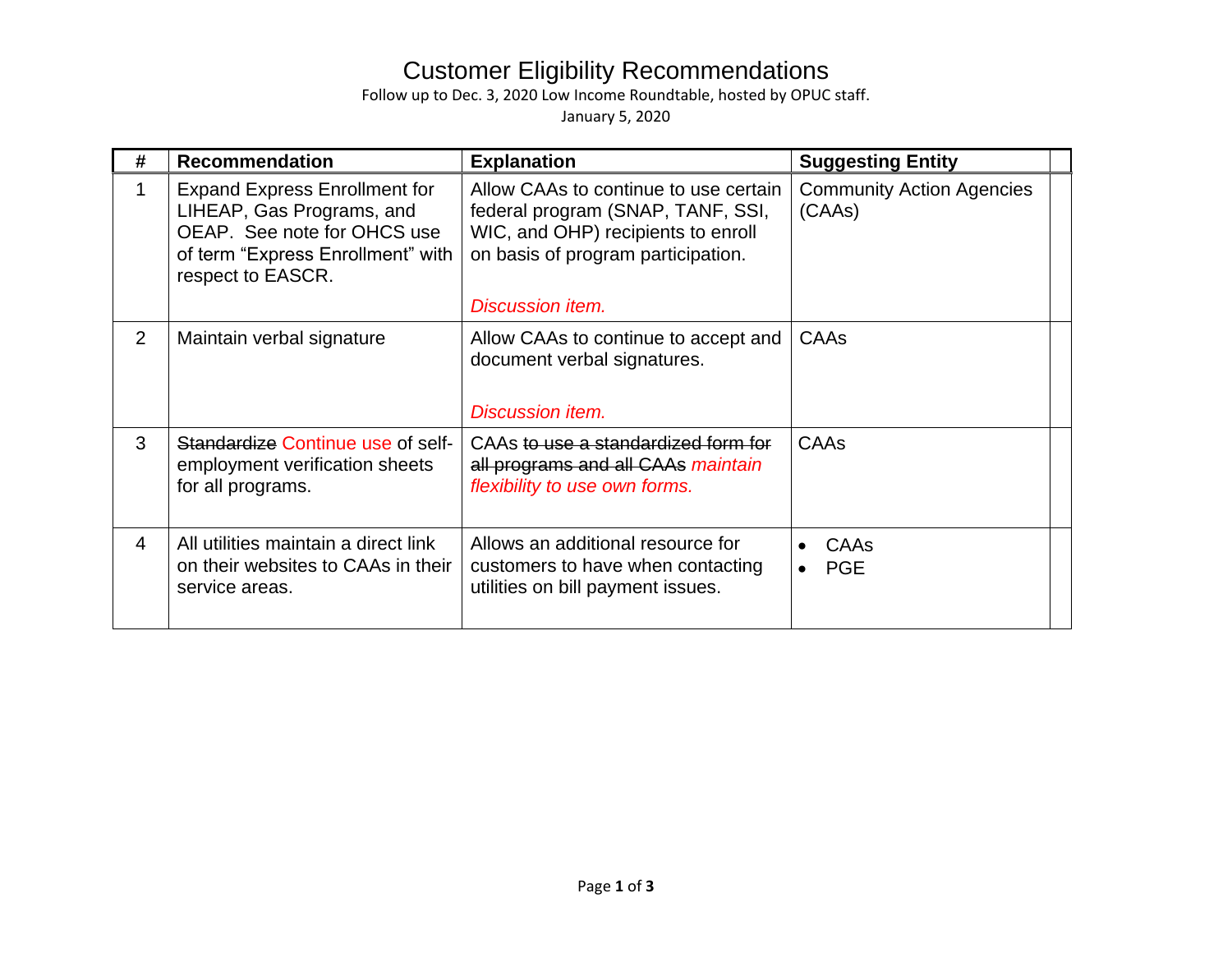# Customer Eligibility Recommendations

Follow up to Dec. 3, 2020 Low Income Roundtable, hosted by OPUC staff.

January 5, 2020

| # | Recommendation | Explanation | Suggesting Entity |
|---|---|---|---|
| 1 | Expand Express Enrollment for LIHEAP, Gas Programs, and OEAP. See note for OHCS use of term "Express Enrollment" with respect to EASCR. | Allow CAAs to continue to use certain federal program (SNAP, TANF, SSI, WIC, and OHP) recipients to enroll on basis of program participation.<br><br>*Discussion item.* | Community Action Agencies (CAAs) |
| 2 | Maintain verbal signature | Allow CAAs to continue to accept and document verbal signatures.<br><br>*Discussion item.* | CAAs |
| 3 | ~~Standardize~~ Continue use of self-employment verification sheets for all programs. | CAAs ~~to use a standardized form for all programs and all CAAs~~ *maintain flexibility to use own forms.* | CAAs |
| 4 | All utilities maintain a direct link on their websites to CAAs in their service areas. | Allows an additional resource for customers to have when contacting utilities on bill payment issues. | • CAAs<br>• PGE |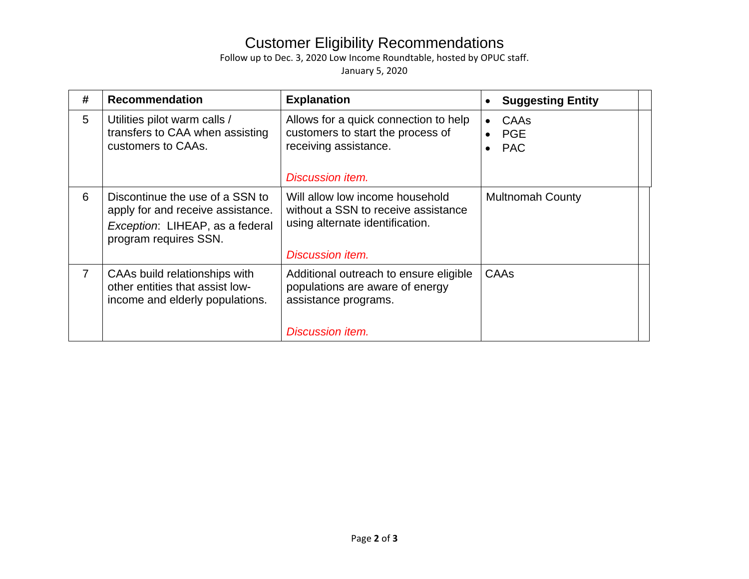# Customer Eligibility Recommendations

Follow up to Dec. 3, 2020 Low Income Roundtable, hosted by OPUC staff.

January 5, 2020

| # | Recommendation | Explanation | Suggesting Entity |
|---|---|---|---|
| 5 | Utilities pilot warm calls / transfers to CAA when assisting customers to CAAs. | Allows for a quick connection to help customers to start the process of receiving assistance.<br><br>*Discussion item.* | • CAAs<br>• PGE<br>• PAC |
| 6 | Discontinue the use of a SSN to apply for and receive assistance.<br>*Exception*: LIHEAP, as a federal program requires SSN. | Will allow low income household without a SSN to receive assistance using alternate identification.<br><br>*Discussion item.* | Multnomah County |
| 7 | CAAs build relationships with other entities that assist low-income and elderly populations. | Additional outreach to ensure eligible populations are aware of energy assistance programs.<br><br>*Discussion item.* | CAAs |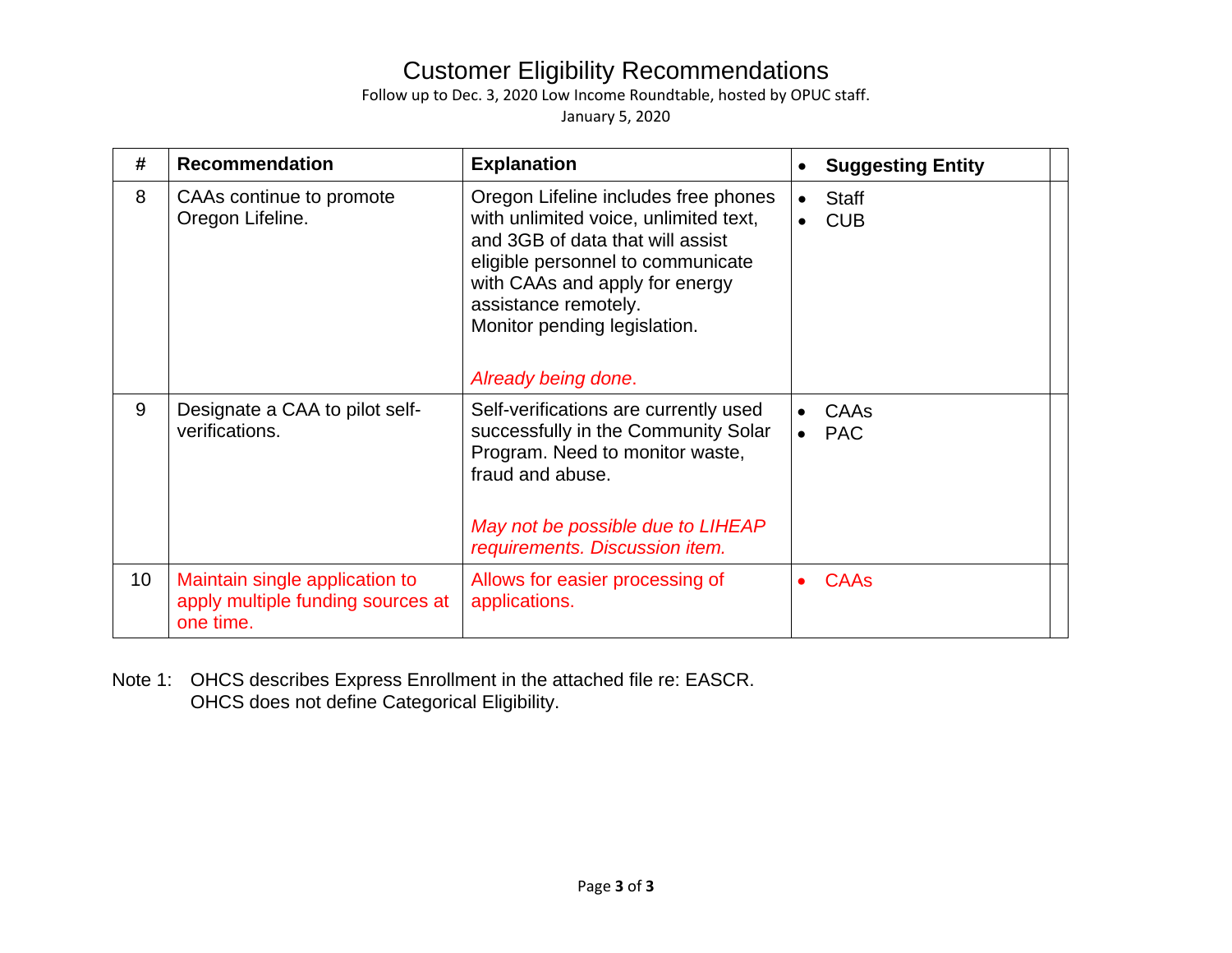# Customer Eligibility Recommendations

Follow up to Dec. 3, 2020 Low Income Roundtable, hosted by OPUC staff.

January 5, 2020

| # | Recommendation | Explanation | Suggesting Entity |
|---|---|---|---|
| 8 | CAAs continue to promote Oregon Lifeline. | Oregon Lifeline includes free phones with unlimited voice, unlimited text, and 3GB of data that will assist eligible personnel to communicate with CAAs and apply for energy assistance remotely.<br>Monitor pending legislation.<br><br>*Already being done.* | • Staff<br>• CUB |
| 9 | Designate a CAA to pilot self-verifications. | Self-verifications are currently used successfully in the Community Solar Program. Need to monitor waste, fraud and abuse.<br><br>*May not be possible due to LIHEAP requirements. Discussion item.* | • CAAs<br>• PAC |
| 10 | Maintain single application to apply multiple funding sources at one time. | Allows for easier processing of applications. | • CAAs |

Note 1: OHCS describes Express Enrollment in the attached file re: EASCR.
OHCS does not define Categorical Eligibility.